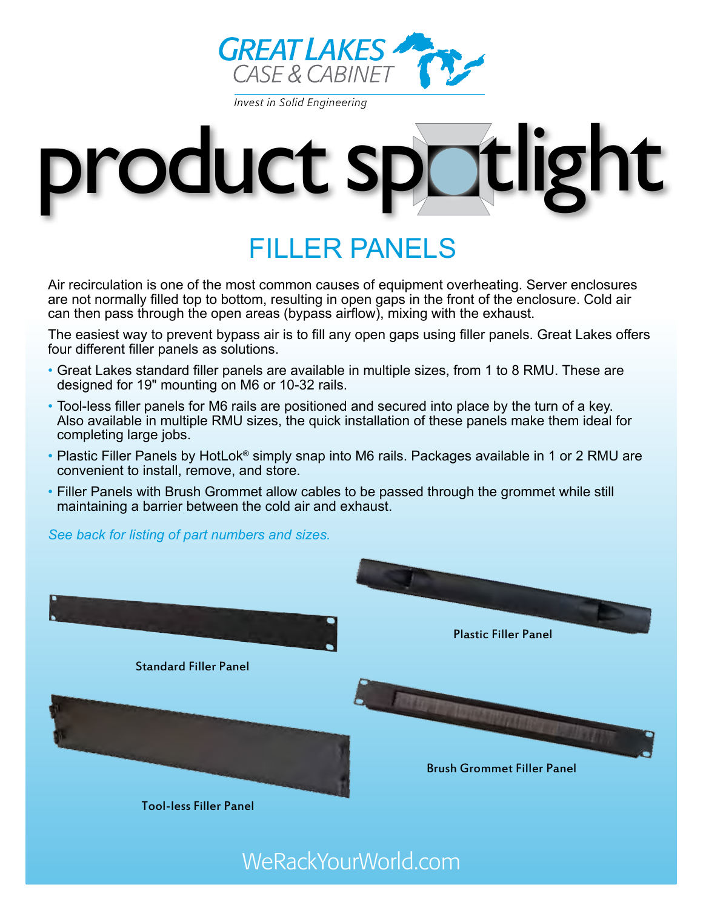GREAT LAKES CASE & CABINET

*Invest in Solid Engineering*

# product spotlight

## FILLER PANELS

Air recirculation is one of the most common causes of equipment overheating. Server enclosures are not normally filled top to bottom, resulting in open gaps in the front of the enclosure. Cold air can then pass through the open areas (bypass airflow), mixing with the exhaust.

The easiest way to prevent bypass air is to fill any open gaps using filler panels. Great Lakes offers four different filler panels as solutions.

- Great Lakes standard filler panels are available in multiple sizes, from 1 to 8 RMU. These are designed for 19" mounting on M6 or 10-32 rails.
- Tool-less filler panels for M6 rails are positioned and secured into place by the turn of a key. Also available in multiple RMU sizes, the quick installation of these panels make them ideal for completing large jobs.
- Plastic Filler Panels by HotLok® simply snap into M6 rails. Packages available in 1 or 2 RMU are convenient to install, remove, and store.
- Filler Panels with Brush Grommet allow cables to be passed through the grommet while still maintaining a barrier between the cold air and exhaust.

*See back for listing of part numbers and sizes.*

Standard Filler Panel

Plastic Filler Panel

Tool-less Filler Panel

Brush Grommet Filler Panel

WeRackYourWorld.com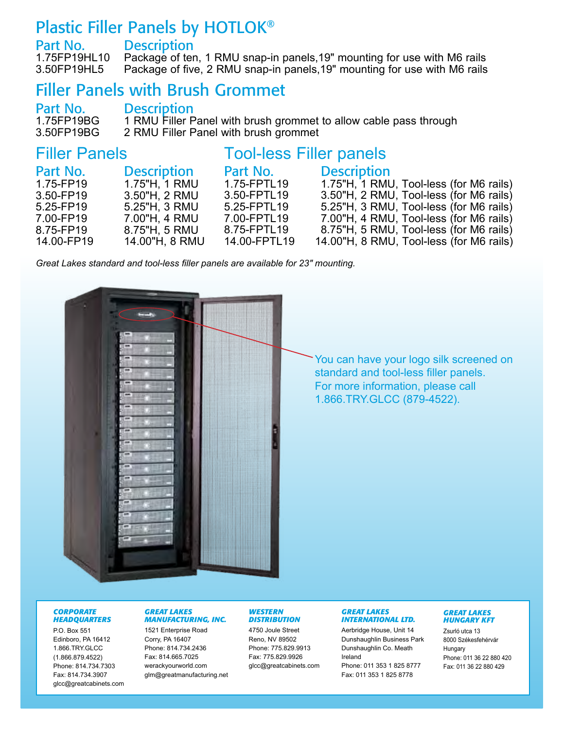# Plastic Filler Panels by HOTLOK®

| Part No. | Description |
|---|---|
| 1.75FP19HL10 | Package of ten, 1 RMU snap-in panels,19" mounting for use with M6 rails |
| 3.50FP19HL5 | Package of five, 2 RMU snap-in panels,19" mounting for use with M6 rails |

# Filler Panels with Brush Grommet

| Part No. | Description |
|---|---|
| 1.75FP19BG | 1 RMU Filler Panel with brush grommet to allow cable pass through |
| 3.50FP19BG | 2 RMU Filler Panel with brush grommet |

# Filler Panels

| Part No. | Description |
|---|---|
| 1.75-FP19 | 1.75"H, 1 RMU |
| 3.50-FP19 | 3.50"H, 2 RMU |
| 5.25-FP19 | 5.25"H, 3 RMU |
| 7.00-FP19 | 7.00"H, 4 RMU |
| 8.75-FP19 | 8.75"H, 5 RMU |
| 14.00-FP19 | 14.00"H, 8 RMU |

# Tool-less Filler panels

| Part No. | Description |
|---|---|
| 1.75-FPTL19 | 1.75"H, 1 RMU, Tool-less (for M6 rails) |
| 3.50-FPTL19 | 3.50"H, 2 RMU, Tool-less (for M6 rails) |
| 5.25-FPTL19 | 5.25"H, 3 RMU, Tool-less (for M6 rails) |
| 7.00-FPTL19 | 7.00"H, 4 RMU, Tool-less (for M6 rails) |
| 8.75-FPTL19 | 8.75"H, 5 RMU, Tool-less (for M6 rails) |
| 14.00-FPTL19 | 14.00"H, 8 RMU, Tool-less (for M6 rails) |

*Great Lakes standard and tool-less filler panels are available for 23" mounting.*

You can have your logo silk screened on standard and tool-less filler panels. For more information, please call 1.866.TRY.GLCC (879-4522).

***CORPORATE HEADQUARTERS***
P.O. Box 551
Edinboro, PA 16412
1.866.TRY.GLCC
(1.866.879.4522)
Phone: 814.734.7303
Fax: 814.734.3907
glcc@greatcabinets.com

***GREAT LAKES MANUFACTURING, INC.***
1521 Enterprise Road
Corry, PA 16407
Phone: 814.734.2436
Fax: 814.665.7025
werackyourworld.com
glm@greatmanufacturing.net

***WESTERN DISTRIBUTION***
4750 Joule Street
Reno, NV 89502
Phone: 775.829.9913
Fax: 775.829.9926
glcc@greatcabinets.com

***GREAT LAKES INTERNATIONAL LTD.***
Aerbridge House, Unit 14
Dunshaughlin Business Park
Dunshaughlin Co. Meath
Ireland
Phone: 011 353 1 825 8777
Fax: 011 353 1 825 8778

***GREAT LAKES HUNGARY KFT***
Zsurló utca 13
8000 Székesfehérvár
Hungary
Phone: 011 36 22 880 420
Fax: 011 36 22 880 429